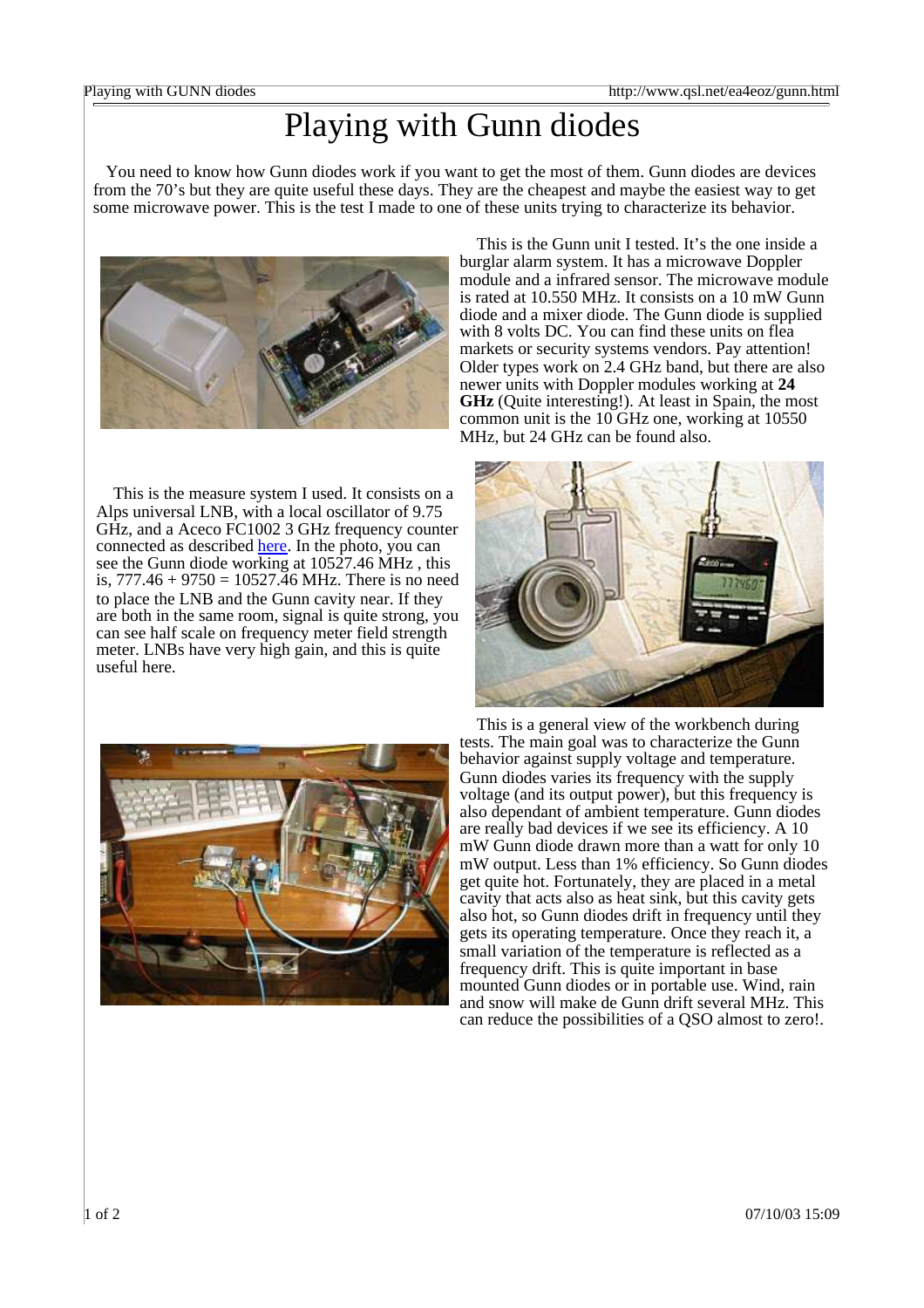# Playing with Gunn diodes

You need to know how Gunn diodes work if you want to get the most of them. Gunn diodes are devices from the 70's but they are quite useful these days. They are the cheapest and maybe the easiest way to get some microwave power. This is the test I made to one of these units trying to characterize its behavior.

This is the Gunn unit I tested. It's the one inside a burglar alarm system. It has a microwave Doppler module and a infrared sensor. The microwave module is rated at 10.550 MHz. It consists on a 10 mW Gunn diode and a mixer diode. The Gunn diode is supplied with 8 volts DC. You can find these units on flea markets or security systems vendors. Pay attention! Older types work on 2.4 GHz band, but there are also newer units with Doppler modules working at **24 GHz** (Quite interesting!). At least in Spain, the most common unit is the 10 GHz one, working at 10550 MHz, but 24 GHz can be found also.

This is the measure system I used. It consists on a Alps universal LNB, with a local oscillator of 9.75 GHz, and a Aceco FC1002 3 GHz frequency counter connected as described here. In the photo, you can see the Gunn diode working at 10527.46 MHz , this is, 777.46 + 9750 = 10527.46 MHz. There is no need to place the LNB and the Gunn cavity near. If they are both in the same room, signal is quite strong, you can see half scale on frequency meter field strength meter. LNBs have very high gain, and this is quite useful here.

This is a general view of the workbench during tests. The main goal was to characterize the Gunn behavior against supply voltage and temperature. Gunn diodes varies its frequency with the supply voltage (and its output power), but this frequency is also dependant of ambient temperature. Gunn diodes are really bad devices if we see its efficiency. A 10 mW Gunn diode drawn more than a watt for only 10 mW output. Less than 1% efficiency. So Gunn diodes get quite hot. Fortunately, they are placed in a metal cavity that acts also as heat sink, but this cavity gets also hot, so Gunn diodes drift in frequency until they gets its operating temperature. Once they reach it, a small variation of the temperature is reflected as a frequency drift. This is quite important in base mounted Gunn diodes or in portable use. Wind, rain and snow will make de Gunn drift several MHz. This can reduce the possibilities of a QSO almost to zero!.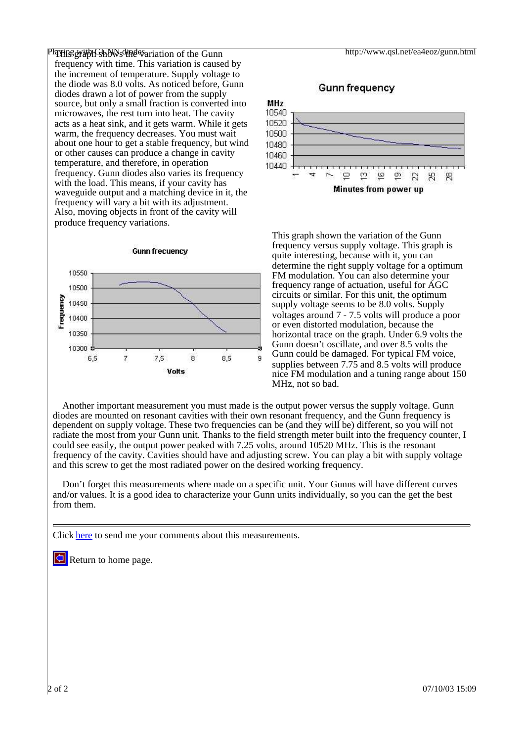This graph shows the variation of the Gunn frequency with time. This variation is caused by the increment of temperature. Supply voltage to the diode was 8.0 volts. As noticed before, Gunn diodes drawn a lot of power from the supply source, but only a small fraction is converted into microwaves, the rest turn into heat. The cavity acts as a heat sink, and it gets warm. While it gets warm, the frequency decreases. You must wait about one hour to get a stable frequency, but wind or other causes can produce a change in cavity temperature, and therefore, in operation frequency. Gunn diodes also varies its frequency with the load. This means, if your cavity has waveguide output and a matching device in it, the frequency will vary a bit with its adjustment. Also, moving objects in front of the cavity will produce frequency variations.

Gunn frequency

MHz

10540
10520
10500
10480
10460
10440

1 4 7 10 13 16 19 22 25 28

Minutes from power up

Gunn frecuency

Frequency

10550
10500
10450
10400
10350
10300

6,5 7 7,5 8 8,5 9

Volts

This graph shown the variation of the Gunn frequency versus supply voltage. This graph is quite interesting, because with it, you can determine the right supply voltage for a optimum FM modulation. You can also determine your frequency range of actuation, useful for AGC circuits or similar. For this unit, the optimum supply voltage seems to be 8.0 volts. Supply voltages around 7 - 7.5 volts will produce a poor or even distorted modulation, because the horizontal trace on the graph. Under 6.9 volts the Gunn doesn't oscillate, and over 8.5 volts the Gunn could be damaged. For typical FM voice, supplies between 7.75 and 8.5 volts will produce nice FM modulation and a tuning range about 150 MHz, not so bad.

Another important measurement you must made is the output power versus the supply voltage. Gunn diodes are mounted on resonant cavities with their own resonant frequency, and the Gunn frequency is dependent on supply voltage. These two frequencies can be (and they will be) different, so you will not radiate the most from your Gunn unit. Thanks to the field strength meter built into the frequency counter, I could see easily, the output power peaked with 7.25 volts, around 10520 MHz. This is the resonant frequency of the cavity. Cavities should have and adjusting screw. You can play a bit with supply voltage and this screw to get the most radiated power on the desired working frequency.

Don't forget this measurements where made on a specific unit. Your Gunns will have different curves and/or values. It is a good idea to characterize your Gunn units individually, so you can the get the best from them.

---

Click here to send me your comments about this measurements.

Return to home page.